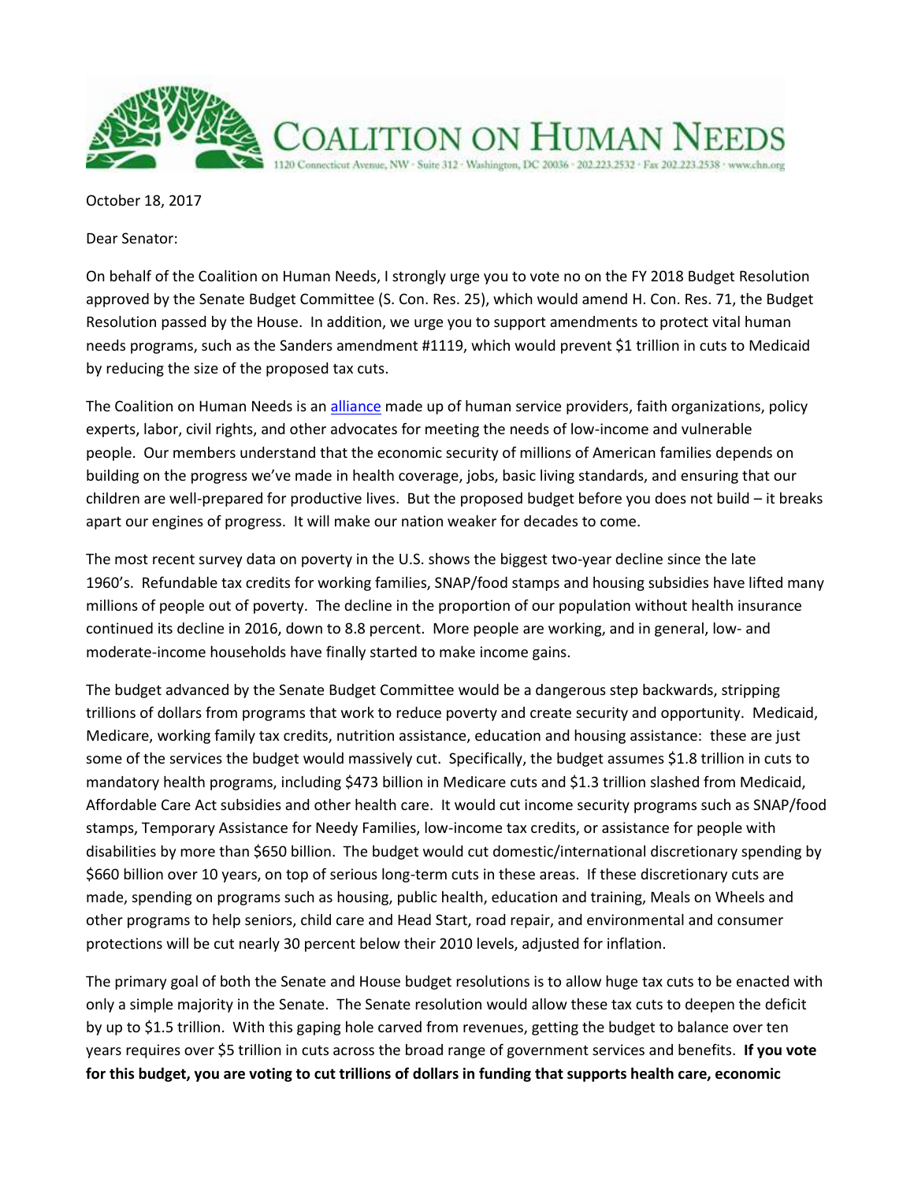# COALITION ON HUMAN NEEDS

1120 Connecticut Avenue, NW · Suite 312 · Washington, DC 20036 · 202.223.2532 · Fax 202.223.2538 · www.chn.org

October 18, 2017

Dear Senator:

On behalf of the Coalition on Human Needs, I strongly urge you to vote no on the FY 2018 Budget Resolution approved by the Senate Budget Committee (S. Con. Res. 25), which would amend H. Con. Res. 71, the Budget Resolution passed by the House. In addition, we urge you to support amendments to protect vital human needs programs, such as the Sanders amendment #1119, which would prevent $1 trillion in cuts to Medicaid by reducing the size of the proposed tax cuts.

The Coalition on Human Needs is an alliance made up of human service providers, faith organizations, policy experts, labor, civil rights, and other advocates for meeting the needs of low-income and vulnerable people. Our members understand that the economic security of millions of American families depends on building on the progress we've made in health coverage, jobs, basic living standards, and ensuring that our children are well-prepared for productive lives. But the proposed budget before you does not build – it breaks apart our engines of progress. It will make our nation weaker for decades to come.

The most recent survey data on poverty in the U.S. shows the biggest two-year decline since the late 1960's. Refundable tax credits for working families, SNAP/food stamps and housing subsidies have lifted many millions of people out of poverty. The decline in the proportion of our population without health insurance continued its decline in 2016, down to 8.8 percent. More people are working, and in general, low- and moderate-income households have finally started to make income gains.

The budget advanced by the Senate Budget Committee would be a dangerous step backwards, stripping trillions of dollars from programs that work to reduce poverty and create security and opportunity. Medicaid, Medicare, working family tax credits, nutrition assistance, education and housing assistance: these are just some of the services the budget would massively cut. Specifically, the budget assumes $1.8 trillion in cuts to mandatory health programs, including $473 billion in Medicare cuts and $1.3 trillion slashed from Medicaid, Affordable Care Act subsidies and other health care. It would cut income security programs such as SNAP/food stamps, Temporary Assistance for Needy Families, low-income tax credits, or assistance for people with disabilities by more than $650 billion. The budget would cut domestic/international discretionary spending by $660 billion over 10 years, on top of serious long-term cuts in these areas. If these discretionary cuts are made, spending on programs such as housing, public health, education and training, Meals on Wheels and other programs to help seniors, child care and Head Start, road repair, and environmental and consumer protections will be cut nearly 30 percent below their 2010 levels, adjusted for inflation.

The primary goal of both the Senate and House budget resolutions is to allow huge tax cuts to be enacted with only a simple majority in the Senate. The Senate resolution would allow these tax cuts to deepen the deficit by up to $1.5 trillion. With this gaping hole carved from revenues, getting the budget to balance over ten years requires over $5 trillion in cuts across the broad range of government services and benefits. **If you vote for this budget, you are voting to cut trillions of dollars in funding that supports health care, economic**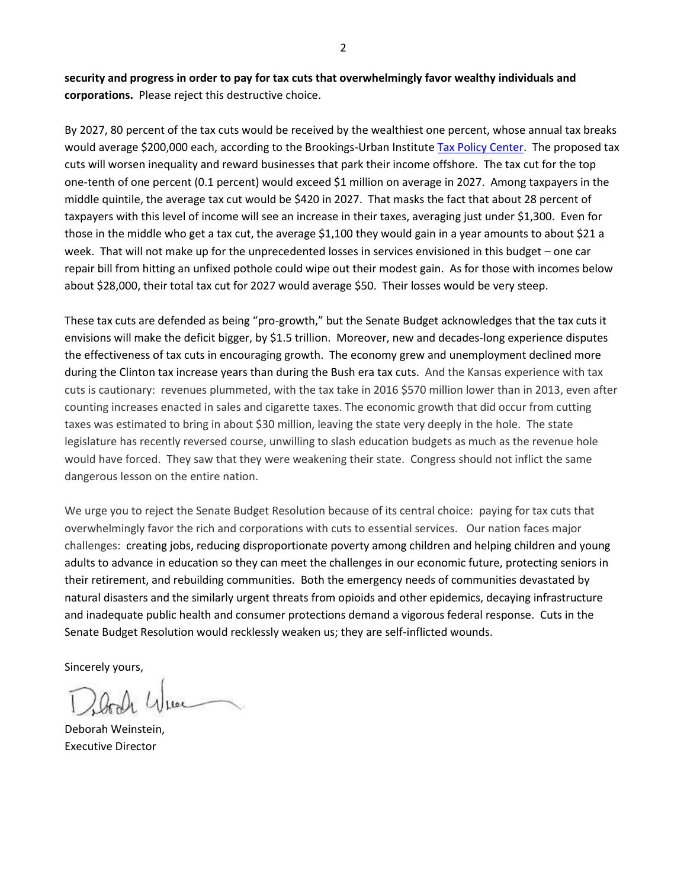**security and progress in order to pay for tax cuts that overwhelmingly favor wealthy individuals and corporations.** Please reject this destructive choice.

By 2027, 80 percent of the tax cuts would be received by the wealthiest one percent, whose annual tax breaks would average $200,000 each, according to the Brookings-Urban Institute [Tax Policy Center](). The proposed tax cuts will worsen inequality and reward businesses that park their income offshore. The tax cut for the top one-tenth of one percent (0.1 percent) would exceed $1 million on average in 2027. Among taxpayers in the middle quintile, the average tax cut would be $420 in 2027. That masks the fact that about 28 percent of taxpayers with this level of income will see an increase in their taxes, averaging just under $1,300. Even for those in the middle who get a tax cut, the average $1,100 they would gain in a year amounts to about $21 a week. That will not make up for the unprecedented losses in services envisioned in this budget – one car repair bill from hitting an unfixed pothole could wipe out their modest gain. As for those with incomes below about $28,000, their total tax cut for 2027 would average $50. Their losses would be very steep.

These tax cuts are defended as being "pro-growth," but the Senate Budget acknowledges that the tax cuts it envisions will make the deficit bigger, by $1.5 trillion. Moreover, new and decades-long experience disputes the effectiveness of tax cuts in encouraging growth. The economy grew and unemployment declined more during the Clinton tax increase years than during the Bush era tax cuts. And the Kansas experience with tax cuts is cautionary: revenues plummeted, with the tax take in 2016 $570 million lower than in 2013, even after counting increases enacted in sales and cigarette taxes. The economic growth that did occur from cutting taxes was estimated to bring in about $30 million, leaving the state very deeply in the hole. The state legislature has recently reversed course, unwilling to slash education budgets as much as the revenue hole would have forced. They saw that they were weakening their state. Congress should not inflict the same dangerous lesson on the entire nation.

We urge you to reject the Senate Budget Resolution because of its central choice: paying for tax cuts that overwhelmingly favor the rich and corporations with cuts to essential services. Our nation faces major challenges: creating jobs, reducing disproportionate poverty among children and helping children and young adults to advance in education so they can meet the challenges in our economic future, protecting seniors in their retirement, and rebuilding communities. Both the emergency needs of communities devastated by natural disasters and the similarly urgent threats from opioids and other epidemics, decaying infrastructure and inadequate public health and consumer protections demand a vigorous federal response. Cuts in the Senate Budget Resolution would recklessly weaken us; they are self-inflicted wounds.

Sincerely yours,

Deborah Weinstein,
Executive Director